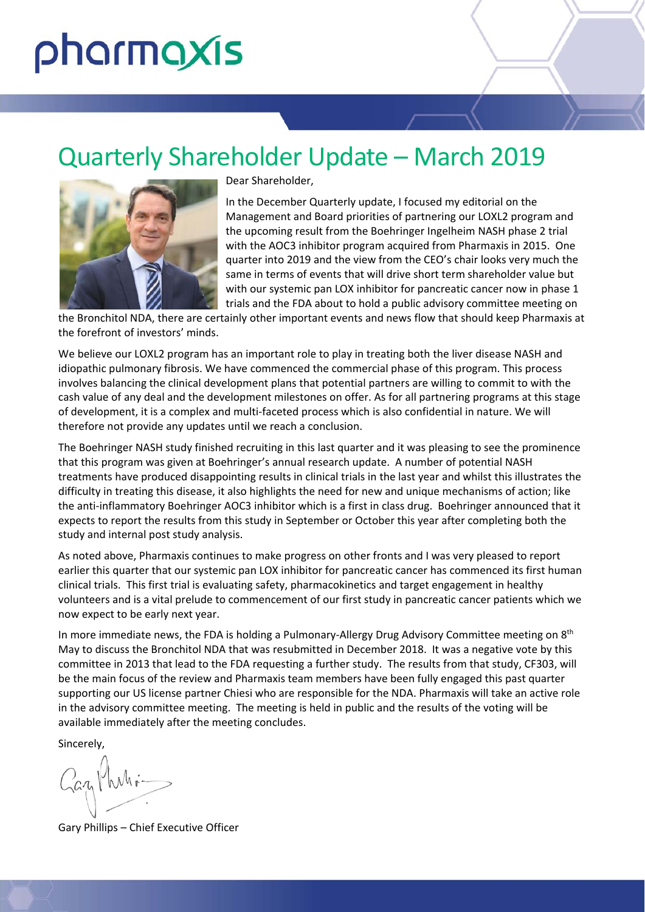pharmaxis

# Quarterly Shareholder Update – March 2019

Dear Shareholder,

In the December Quarterly update, I focused my editorial on the Management and Board priorities of partnering our LOXL2 program and the upcoming result from the Boehringer Ingelheim NASH phase 2 trial with the AOC3 inhibitor program acquired from Pharmaxis in 2015. One quarter into 2019 and the view from the CEO's chair looks very much the same in terms of events that will drive short term shareholder value but with our systemic pan LOX inhibitor for pancreatic cancer now in phase 1 trials and the FDA about to hold a public advisory committee meeting on the Bronchitol NDA, there are certainly other important events and news flow that should keep Pharmaxis at the forefront of investors' minds.

We believe our LOXL2 program has an important role to play in treating both the liver disease NASH and idiopathic pulmonary fibrosis. We have commenced the commercial phase of this program. This process involves balancing the clinical development plans that potential partners are willing to commit to with the cash value of any deal and the development milestones on offer. As for all partnering programs at this stage of development, it is a complex and multi-faceted process which is also confidential in nature. We will therefore not provide any updates until we reach a conclusion.

The Boehringer NASH study finished recruiting in this last quarter and it was pleasing to see the prominence that this program was given at Boehringer's annual research update. A number of potential NASH treatments have produced disappointing results in clinical trials in the last year and whilst this illustrates the difficulty in treating this disease, it also highlights the need for new and unique mechanisms of action; like the anti-inflammatory Boehringer AOC3 inhibitor which is a first in class drug. Boehringer announced that it expects to report the results from this study in September or October this year after completing both the study and internal post study analysis.

As noted above, Pharmaxis continues to make progress on other fronts and I was very pleased to report earlier this quarter that our systemic pan LOX inhibitor for pancreatic cancer has commenced its first human clinical trials. This first trial is evaluating safety, pharmacokinetics and target engagement in healthy volunteers and is a vital prelude to commencement of our first study in pancreatic cancer patients which we now expect to be early next year.

In more immediate news, the FDA is holding a Pulmonary-Allergy Drug Advisory Committee meeting on 8th May to discuss the Bronchitol NDA that was resubmitted in December 2018. It was a negative vote by this committee in 2013 that lead to the FDA requesting a further study. The results from that study, CF303, will be the main focus of the review and Pharmaxis team members have been fully engaged this past quarter supporting our US license partner Chiesi who are responsible for the NDA. Pharmaxis will take an active role in the advisory committee meeting. The meeting is held in public and the results of the voting will be available immediately after the meeting concludes.

Sincerely,

Gary Phillips – Chief Executive Officer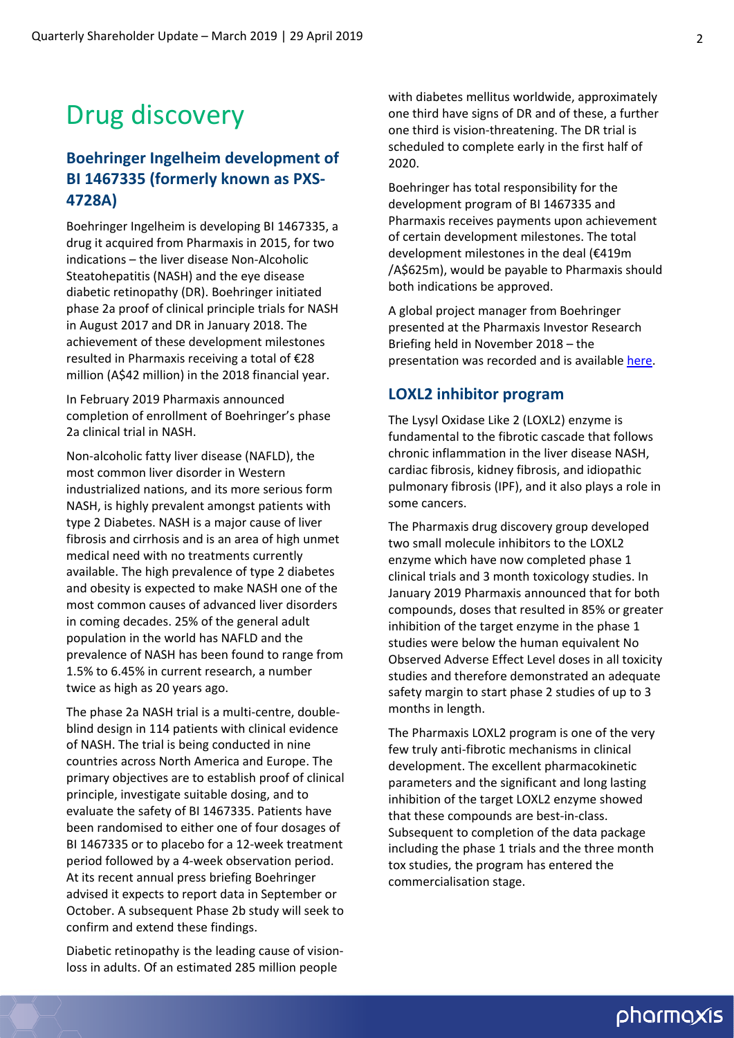# Drug discovery

## Boehringer Ingelheim development of BI 1467335 (formerly known as PXS-4728A)

Boehringer Ingelheim is developing BI 1467335, a drug it acquired from Pharmaxis in 2015, for two indications – the liver disease Non-Alcoholic Steatohepatitis (NASH) and the eye disease diabetic retinopathy (DR). Boehringer initiated phase 2a proof of clinical principle trials for NASH in August 2017 and DR in January 2018. The achievement of these development milestones resulted in Pharmaxis receiving a total of €28 million (A$42 million) in the 2018 financial year.

In February 2019 Pharmaxis announced completion of enrollment of Boehringer's phase 2a clinical trial in NASH.

Non-alcoholic fatty liver disease (NAFLD), the most common liver disorder in Western industrialized nations, and its more serious form NASH, is highly prevalent amongst patients with type 2 Diabetes. NASH is a major cause of liver fibrosis and cirrhosis and is an area of high unmet medical need with no treatments currently available. The high prevalence of type 2 diabetes and obesity is expected to make NASH one of the most common causes of advanced liver disorders in coming decades. 25% of the general adult population in the world has NAFLD and the prevalence of NASH has been found to range from 1.5% to 6.45% in current research, a number twice as high as 20 years ago.

The phase 2a NASH trial is a multi-centre, double-blind design in 114 patients with clinical evidence of NASH. The trial is being conducted in nine countries across North America and Europe. The primary objectives are to establish proof of clinical principle, investigate suitable dosing, and to evaluate the safety of BI 1467335. Patients have been randomised to either one of four dosages of BI 1467335 or to placebo for a 12-week treatment period followed by a 4-week observation period. At its recent annual press briefing Boehringer advised it expects to report data in September or October. A subsequent Phase 2b study will seek to confirm and extend these findings.

Diabetic retinopathy is the leading cause of vision-loss in adults. Of an estimated 285 million people with diabetes mellitus worldwide, approximately one third have signs of DR and of these, a further one third is vision-threatening. The DR trial is scheduled to complete early in the first half of 2020.

Boehringer has total responsibility for the development program of BI 1467335 and Pharmaxis receives payments upon achievement of certain development milestones. The total development milestones in the deal (€419m /A$625m), would be payable to Pharmaxis should both indications be approved.

A global project manager from Boehringer presented at the Pharmaxis Investor Research Briefing held in November 2018 – the presentation was recorded and is available here.

## LOXL2 inhibitor program

The Lysyl Oxidase Like 2 (LOXL2) enzyme is fundamental to the fibrotic cascade that follows chronic inflammation in the liver disease NASH, cardiac fibrosis, kidney fibrosis, and idiopathic pulmonary fibrosis (IPF), and it also plays a role in some cancers.

The Pharmaxis drug discovery group developed two small molecule inhibitors to the LOXL2 enzyme which have now completed phase 1 clinical trials and 3 month toxicology studies. In January 2019 Pharmaxis announced that for both compounds, doses that resulted in 85% or greater inhibition of the target enzyme in the phase 1 studies were below the human equivalent No Observed Adverse Effect Level doses in all toxicity studies and therefore demonstrated an adequate safety margin to start phase 2 studies of up to 3 months in length.

The Pharmaxis LOXL2 program is one of the very few truly anti-fibrotic mechanisms in clinical development. The excellent pharmacokinetic parameters and the significant and long lasting inhibition of the target LOXL2 enzyme showed that these compounds are best-in-class. Subsequent to completion of the data package including the phase 1 trials and the three month tox studies, the program has entered the commercialisation stage.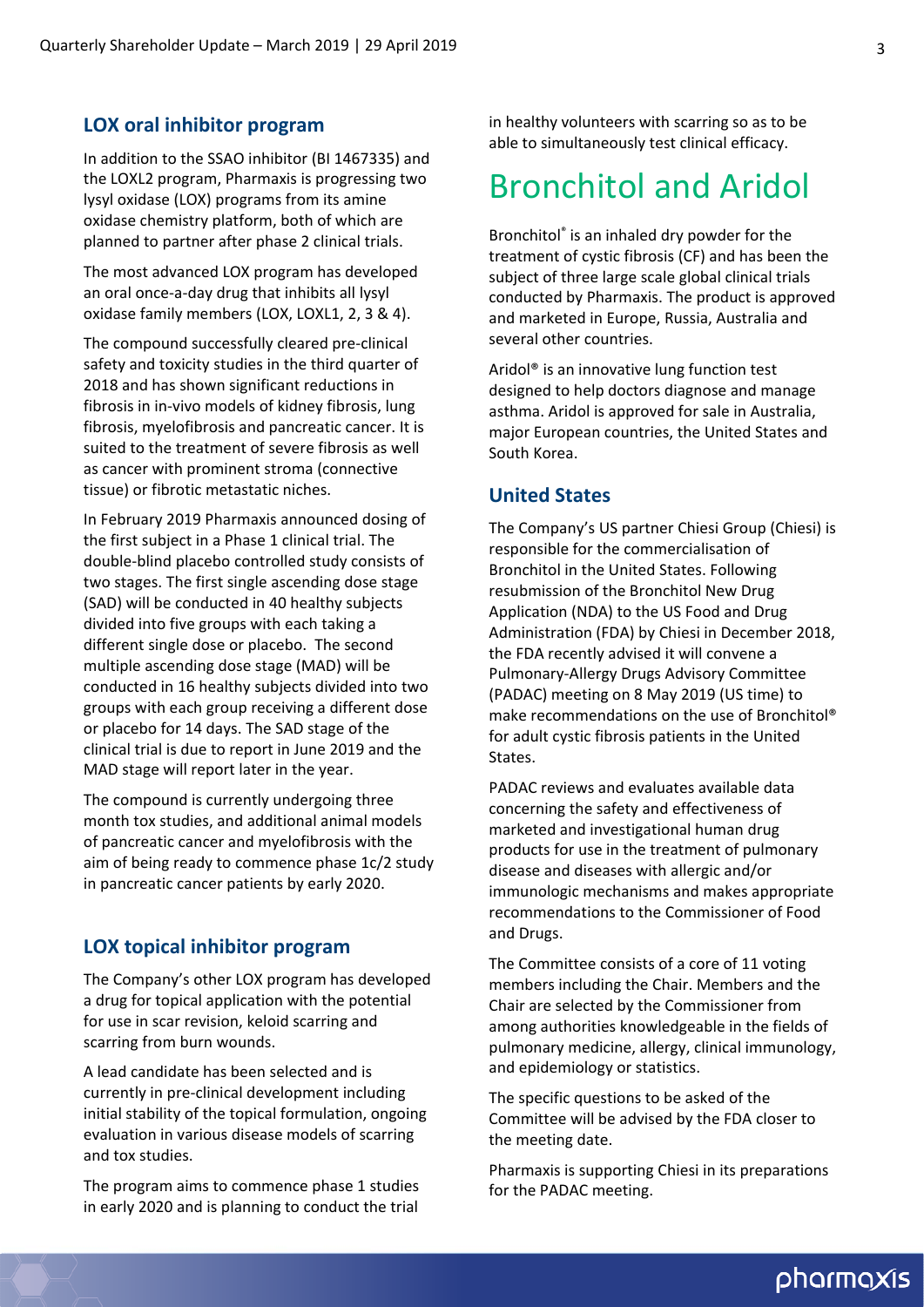## LOX oral inhibitor program

In addition to the SSAO inhibitor (BI 1467335) and the LOXL2 program, Pharmaxis is progressing two lysyl oxidase (LOX) programs from its amine oxidase chemistry platform, both of which are planned to partner after phase 2 clinical trials.

The most advanced LOX program has developed an oral once-a-day drug that inhibits all lysyl oxidase family members (LOX, LOXL1, 2, 3 & 4).

The compound successfully cleared pre-clinical safety and toxicity studies in the third quarter of 2018 and has shown significant reductions in fibrosis in in-vivo models of kidney fibrosis, lung fibrosis, myelofibrosis and pancreatic cancer. It is suited to the treatment of severe fibrosis as well as cancer with prominent stroma (connective tissue) or fibrotic metastatic niches.

In February 2019 Pharmaxis announced dosing of the first subject in a Phase 1 clinical trial. The double-blind placebo controlled study consists of two stages. The first single ascending dose stage (SAD) will be conducted in 40 healthy subjects divided into five groups with each taking a different single dose or placebo. The second multiple ascending dose stage (MAD) will be conducted in 16 healthy subjects divided into two groups with each group receiving a different dose or placebo for 14 days. The SAD stage of the clinical trial is due to report in June 2019 and the MAD stage will report later in the year.

The compound is currently undergoing three month tox studies, and additional animal models of pancreatic cancer and myelofibrosis with the aim of being ready to commence phase 1c/2 study in pancreatic cancer patients by early 2020.

## LOX topical inhibitor program

The Company's other LOX program has developed a drug for topical application with the potential for use in scar revision, keloid scarring and scarring from burn wounds.

A lead candidate has been selected and is currently in pre-clinical development including initial stability of the topical formulation, ongoing evaluation in various disease models of scarring and tox studies.

The program aims to commence phase 1 studies in early 2020 and is planning to conduct the trial in healthy volunteers with scarring so as to be able to simultaneously test clinical efficacy.

# Bronchitol and Aridol

Bronchitol® is an inhaled dry powder for the treatment of cystic fibrosis (CF) and has been the subject of three large scale global clinical trials conducted by Pharmaxis. The product is approved and marketed in Europe, Russia, Australia and several other countries.

Aridol® is an innovative lung function test designed to help doctors diagnose and manage asthma. Aridol is approved for sale in Australia, major European countries, the United States and South Korea.

## United States

The Company's US partner Chiesi Group (Chiesi) is responsible for the commercialisation of Bronchitol in the United States. Following resubmission of the Bronchitol New Drug Application (NDA) to the US Food and Drug Administration (FDA) by Chiesi in December 2018, the FDA recently advised it will convene a Pulmonary-Allergy Drugs Advisory Committee (PADAC) meeting on 8 May 2019 (US time) to make recommendations on the use of Bronchitol® for adult cystic fibrosis patients in the United States.

PADAC reviews and evaluates available data concerning the safety and effectiveness of marketed and investigational human drug products for use in the treatment of pulmonary disease and diseases with allergic and/or immunologic mechanisms and makes appropriate recommendations to the Commissioner of Food and Drugs.

The Committee consists of a core of 11 voting members including the Chair. Members and the Chair are selected by the Commissioner from among authorities knowledgeable in the fields of pulmonary medicine, allergy, clinical immunology, and epidemiology or statistics.

The specific questions to be asked of the Committee will be advised by the FDA closer to the meeting date.

Pharmaxis is supporting Chiesi in its preparations for the PADAC meeting.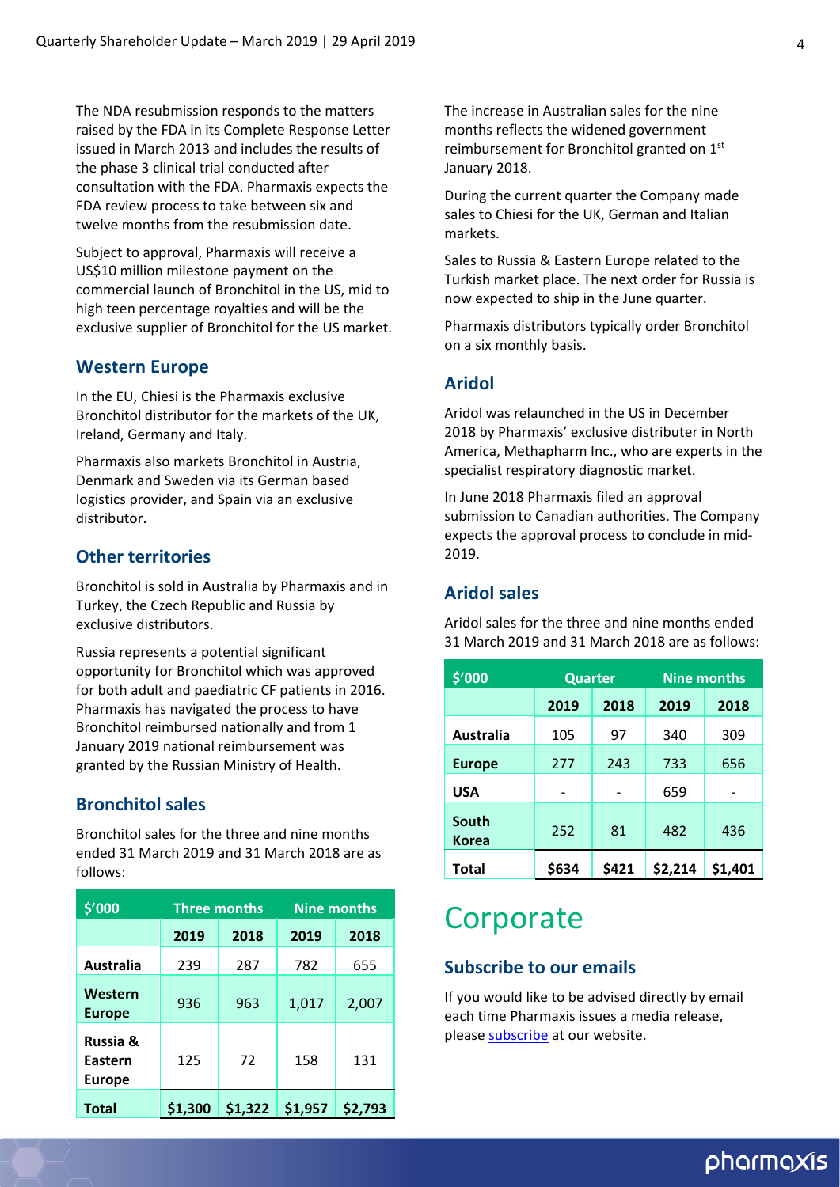The NDA resubmission responds to the matters raised by the FDA in its Complete Response Letter issued in March 2013 and includes the results of the phase 3 clinical trial conducted after consultation with the FDA. Pharmaxis expects the FDA review process to take between six and twelve months from the resubmission date.

Subject to approval, Pharmaxis will receive a US$10 million milestone payment on the commercial launch of Bronchitol in the US, mid to high teen percentage royalties and will be the exclusive supplier of Bronchitol for the US market.

### Western Europe

In the EU, Chiesi is the Pharmaxis exclusive Bronchitol distributor for the markets of the UK, Ireland, Germany and Italy.

Pharmaxis also markets Bronchitol in Austria, Denmark and Sweden via its German based logistics provider, and Spain via an exclusive distributor.

### Other territories

Bronchitol is sold in Australia by Pharmaxis and in Turkey, the Czech Republic and Russia by exclusive distributors.

Russia represents a potential significant opportunity for Bronchitol which was approved for both adult and paediatric CF patients in 2016. Pharmaxis has navigated the process to have Bronchitol reimbursed nationally and from 1 January 2019 national reimbursement was granted by the Russian Ministry of Health.

### Bronchitol sales

Bronchitol sales for the three and nine months ended 31 March 2019 and 31 March 2018 are as follows:

| $'000 | Three months | | Nine months | |
|---|---|---|---|---|
| | **2019** | **2018** | **2019** | **2018** |
| **Australia** | 239 | 287 | 782 | 655 |
| **Western Europe** | 936 | 963 | 1,017 | 2,007 |
| **Russia & Eastern Europe** | 125 | 72 | 158 | 131 |
| **Total** | **$1,300** | **$1,322** | **$1,957** | **$2,793** |

The increase in Australian sales for the nine months reflects the widened government reimbursement for Bronchitol granted on 1st January 2018.

During the current quarter the Company made sales to Chiesi for the UK, German and Italian markets.

Sales to Russia & Eastern Europe related to the Turkish market place. The next order for Russia is now expected to ship in the June quarter.

Pharmaxis distributors typically order Bronchitol on a six monthly basis.

### Aridol

Aridol was relaunched in the US in December 2018 by Pharmaxis' exclusive distributer in North America, Methapharm Inc., who are experts in the specialist respiratory diagnostic market.

In June 2018 Pharmaxis filed an approval submission to Canadian authorities. The Company expects the approval process to conclude in mid-2019.

### Aridol sales

Aridol sales for the three and nine months ended 31 March 2019 and 31 March 2018 are as follows:

| $'000 | Quarter | | Nine months | |
|---|---|---|---|---|
| | **2019** | **2018** | **2019** | **2018** |
| **Australia** | 105 | 97 | 340 | 309 |
| **Europe** | 277 | 243 | 733 | 656 |
| **USA** | - | - | 659 | - |
| **South Korea** | 252 | 81 | 482 | 436 |
| **Total** | **$634** | **$421** | **$2,214** | **$1,401** |

## Corporate

### Subscribe to our emails

If you would like to be advised directly by email each time Pharmaxis issues a media release, please subscribe at our website.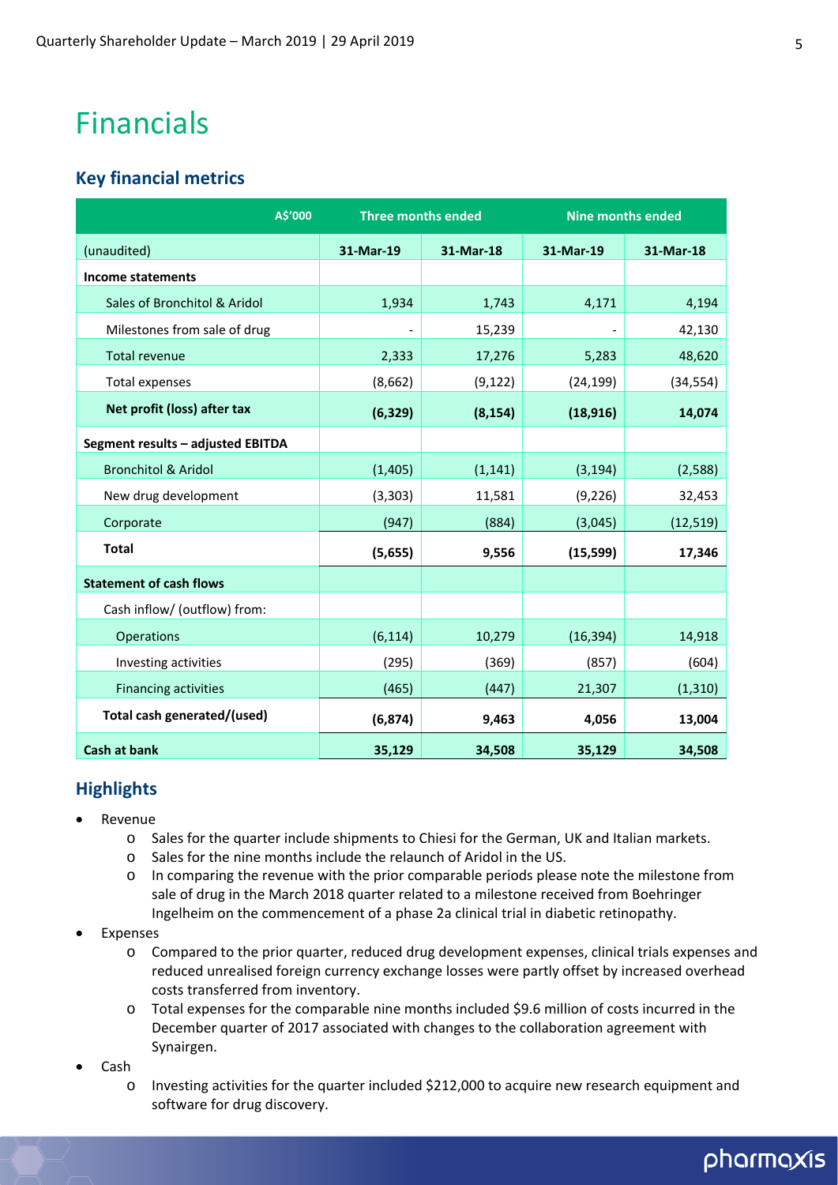# Financials

## Key financial metrics

| A$'000 | Three months ended | | Nine months ended | |
|---|---|---|---|---|
| (unaudited) | 31-Mar-19 | 31-Mar-18 | 31-Mar-19 | 31-Mar-18 |
| **Income statements** | | | | |
| Sales of Bronchitol & Aridol | 1,934 | 1,743 | 4,171 | 4,194 |
| Milestones from sale of drug | - | 15,239 | - | 42,130 |
| Total revenue | 2,333 | 17,276 | 5,283 | 48,620 |
| Total expenses | (8,662) | (9,122) | (24,199) | (34,554) |
| **Net profit (loss) after tax** | **(6,329)** | **(8,154)** | **(18,916)** | **14,074** |
| **Segment results – adjusted EBITDA** | | | | |
| Bronchitol & Aridol | (1,405) | (1,141) | (3,194) | (2,588) |
| New drug development | (3,303) | 11,581 | (9,226) | 32,453 |
| Corporate | (947) | (884) | (3,045) | (12,519) |
| **Total** | **(5,655)** | **9,556** | **(15,599)** | **17,346** |
| **Statement of cash flows** | | | | |
| Cash inflow/ (outflow) from: | | | | |
| Operations | (6,114) | 10,279 | (16,394) | 14,918 |
| Investing activities | (295) | (369) | (857) | (604) |
| Financing activities | (465) | (447) | 21,307 | (1,310) |
| **Total cash generated/(used)** | **(6,874)** | **9,463** | **4,056** | **13,004** |
| **Cash at bank** | **35,129** | **34,508** | **35,129** | **34,508** |

## Highlights

- Revenue
  - Sales for the quarter include shipments to Chiesi for the German, UK and Italian markets.
  - Sales for the nine months include the relaunch of Aridol in the US.
  - In comparing the revenue with the prior comparable periods please note the milestone from sale of drug in the March 2018 quarter related to a milestone received from Boehringer Ingelheim on the commencement of a phase 2a clinical trial in diabetic retinopathy.
- Expenses
  - Compared to the prior quarter, reduced drug development expenses, clinical trials expenses and reduced unrealised foreign currency exchange losses were partly offset by increased overhead costs transferred from inventory.
  - Total expenses for the comparable nine months included $9.6 million of costs incurred in the December quarter of 2017 associated with changes to the collaboration agreement with Synairgen.
- Cash
  - Investing activities for the quarter included $212,000 to acquire new research equipment and software for drug discovery.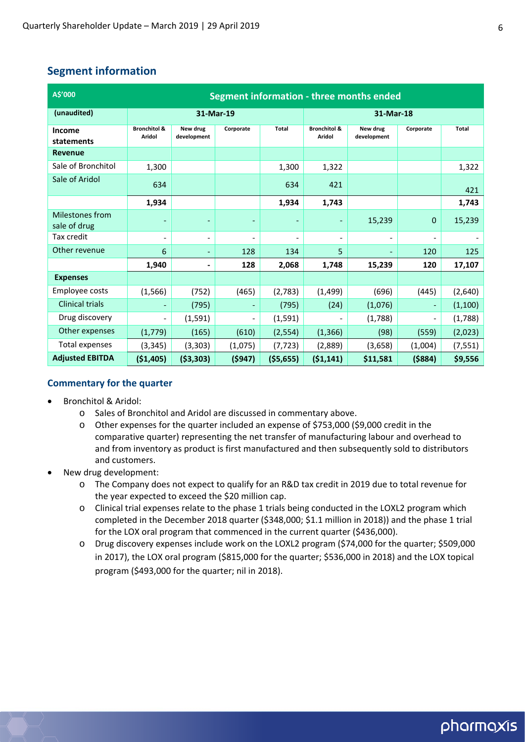## Segment information

| A$'000 | Segment information - three months ended | | | | | | | |
|---|---|---|---|---|---|---|---|---|
| (unaudited) | 31-Mar-19 | | | | 31-Mar-18 | | | |
| Income statements | Bronchitol & Aridol | New drug development | Corporate | Total | Bronchitol & Aridol | New drug development | Corporate | Total |
| **Revenue** | | | | | | | | |
| Sale of Bronchitol | 1,300 | | | 1,300 | 1,322 | | | 1,322 |
| Sale of Aridol | 634 | | | 634 | 421 | | | 421 |
| | **1,934** | | | **1,934** | **1,743** | | | **1,743** |
| Milestones from sale of drug | - | - | - | - | - | 15,239 | 0 | 15,239 |
| Tax credit | - | - | - | - | - | - | - | - |
| Other revenue | 6 | - | 128 | 134 | 5 | - | 120 | 125 |
| | **1,940** | **-** | **128** | **2,068** | **1,748** | **15,239** | **120** | **17,107** |
| **Expenses** | | | | | | | | |
| Employee costs | (1,566) | (752) | (465) | (2,783) | (1,499) | (696) | (445) | (2,640) |
| Clinical trials | - | (795) | - | (795) | (24) | (1,076) | - | (1,100) |
| Drug discovery | - | (1,591) | - | (1,591) | - | (1,788) | - | (1,788) |
| Other expenses | (1,779) | (165) | (610) | (2,554) | (1,366) | (98) | (559) | (2,023) |
| Total expenses | (3,345) | (3,303) | (1,075) | (7,723) | (2,889) | (3,658) | (1,004) | (7,551) |
| **Adjusted EBITDA** | **($1,405)** | **($3,303)** | **($947)** | **($5,655)** | **($1,141)** | **$11,581** | **($884)** | **$9,556** |

### Commentary for the quarter

- Bronchitol & Aridol:
  - Sales of Bronchitol and Aridol are discussed in commentary above.
  - Other expenses for the quarter included an expense of $753,000 ($9,000 credit in the comparative quarter) representing the net transfer of manufacturing labour and overhead to and from inventory as product is first manufactured and then subsequently sold to distributors and customers.
- New drug development:
  - The Company does not expect to qualify for an R&D tax credit in 2019 due to total revenue for the year expected to exceed the $20 million cap.
  - Clinical trial expenses relate to the phase 1 trials being conducted in the LOXL2 program which completed in the December 2018 quarter ($348,000; $1.1 million in 2018)) and the phase 1 trial for the LOX oral program that commenced in the current quarter ($436,000).
  - Drug discovery expenses include work on the LOXL2 program ($74,000 for the quarter; $509,000 in 2017), the LOX oral program ($815,000 for the quarter; $536,000 in 2018) and the LOX topical program ($493,000 for the quarter; nil in 2018).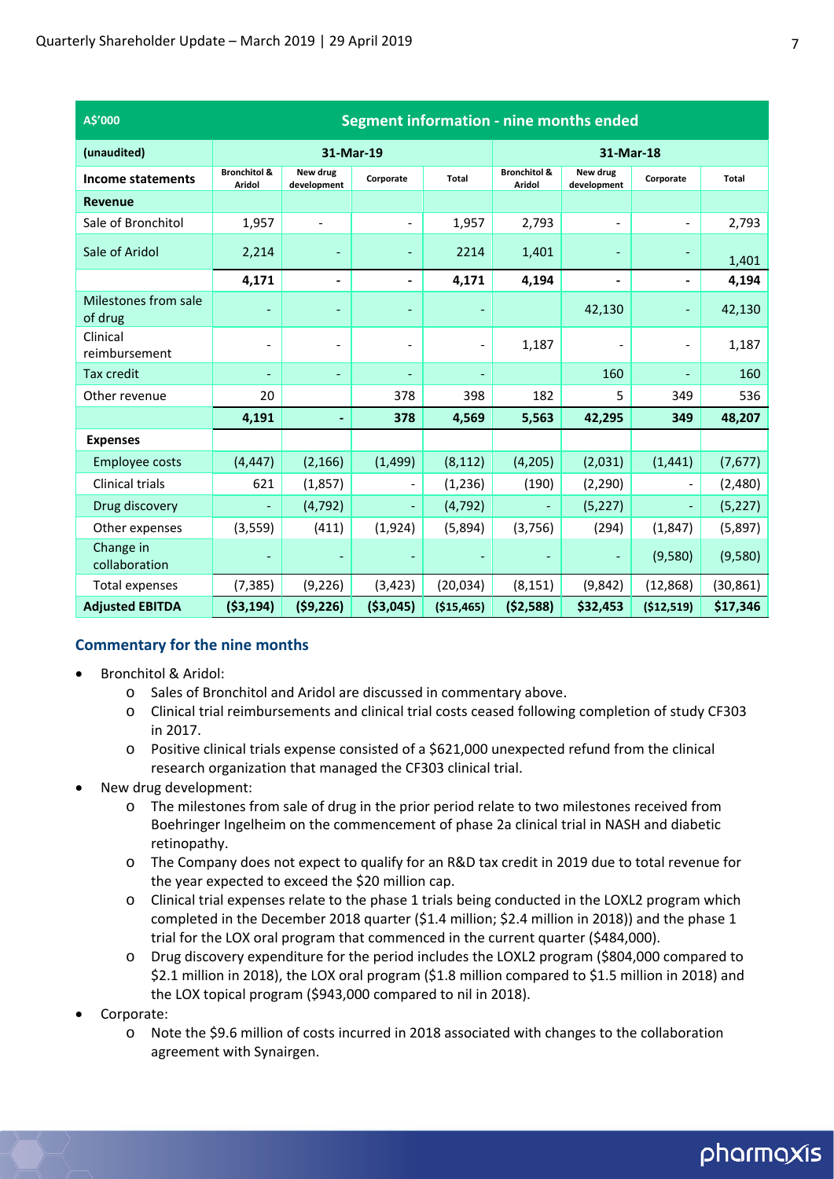| A$'000 | Segment information - nine months ended | | | | | | | |
|---|---|---|---|---|---|---|---|---|
| (unaudited) | 31-Mar-19 | | | | 31-Mar-18 | | | |
| Income statements | Bronchitol & Aridol | New drug development | Corporate | Total | Bronchitol & Aridol | New drug development | Corporate | Total |
| **Revenue** | | | | | | | | |
| Sale of Bronchitol | 1,957 | - | - | 1,957 | 2,793 | - | - | 2,793 |
| Sale of Aridol | 2,214 | - | - | 2214 | 1,401 | - | - | 1,401 |
| | **4,171** | **-** | **-** | **4,171** | **4,194** | **-** | **-** | **4,194** |
| Milestones from sale of drug | - | - | - | - | | 42,130 | - | 42,130 |
| Clinical reimbursement | - | - | - | - | 1,187 | - | - | 1,187 |
| Tax credit | - | - | - | - | | 160 | - | 160 |
| Other revenue | 20 | | 378 | 398 | 182 | 5 | 349 | 536 |
| | **4,191** | **-** | **378** | **4,569** | **5,563** | **42,295** | **349** | **48,207** |
| **Expenses** | | | | | | | | |
| Employee costs | (4,447) | (2,166) | (1,499) | (8,112) | (4,205) | (2,031) | (1,441) | (7,677) |
| Clinical trials | 621 | (1,857) | - | (1,236) | (190) | (2,290) | - | (2,480) |
| Drug discovery | - | (4,792) | - | (4,792) | - | (5,227) | - | (5,227) |
| Other expenses | (3,559) | (411) | (1,924) | (5,894) | (3,756) | (294) | (1,847) | (5,897) |
| Change in collaboration | - | - | - | - | - | - | (9,580) | (9,580) |
| Total expenses | (7,385) | (9,226) | (3,423) | (20,034) | (8,151) | (9,842) | (12,868) | (30,861) |
| **Adjusted EBITDA** | **($3,194)** | **($9,226)** | **($3,045)** | **($15,465)** | **($2,588)** | **$32,453** | **($12,519)** | **$17,346** |

### Commentary for the nine months

- Bronchitol & Aridol:
  - Sales of Bronchitol and Aridol are discussed in commentary above.
  - Clinical trial reimbursements and clinical trial costs ceased following completion of study CF303 in 2017.
  - Positive clinical trials expense consisted of a $621,000 unexpected refund from the clinical research organization that managed the CF303 clinical trial.
- New drug development:
  - The milestones from sale of drug in the prior period relate to two milestones received from Boehringer Ingelheim on the commencement of phase 2a clinical trial in NASH and diabetic retinopathy.
  - The Company does not expect to qualify for an R&D tax credit in 2019 due to total revenue for the year expected to exceed the $20 million cap.
  - Clinical trial expenses relate to the phase 1 trials being conducted in the LOXL2 program which completed in the December 2018 quarter ($1.4 million; $2.4 million in 2018)) and the phase 1 trial for the LOX oral program that commenced in the current quarter ($484,000).
  - Drug discovery expenditure for the period includes the LOXL2 program ($804,000 compared to $2.1 million in 2018), the LOX oral program ($1.8 million compared to $1.5 million in 2018) and the LOX topical program ($943,000 compared to nil in 2018).
- Corporate:
  - Note the $9.6 million of costs incurred in 2018 associated with changes to the collaboration agreement with Synairgen.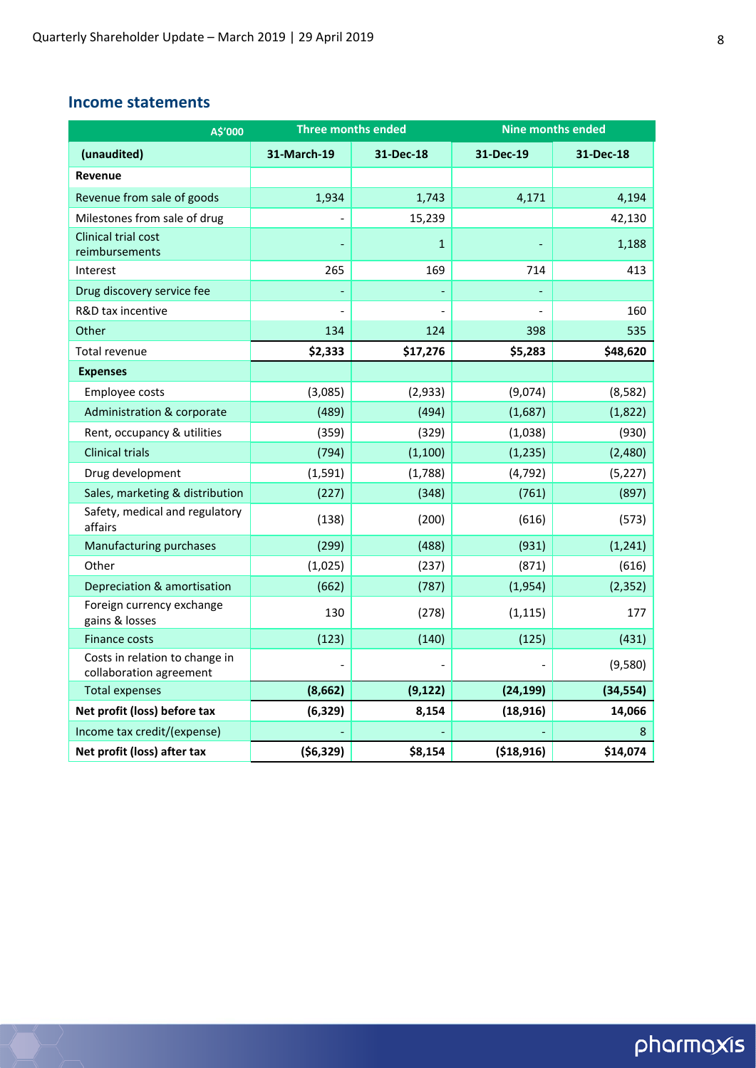## Income statements

| A$'000 | Three months ended | | Nine months ended | |
|---|---|---|---|---|
| (unaudited) | 31-March-19 | 31-Dec-18 | 31-Dec-19 | 31-Dec-18 |
| **Revenue** | | | | |
| Revenue from sale of goods | 1,934 | 1,743 | 4,171 | 4,194 |
| Milestones from sale of drug | - | 15,239 | | 42,130 |
| Clinical trial cost reimbursements | - | 1 | - | 1,188 |
| Interest | 265 | 169 | 714 | 413 |
| Drug discovery service fee | - | - | - | |
| R&D tax incentive | - | - | - | 160 |
| Other | 134 | 124 | 398 | 535 |
| Total revenue | **$2,333** | **$17,276** | **$5,283** | **$48,620** |
| **Expenses** | | | | |
| Employee costs | (3,085) | (2,933) | (9,074) | (8,582) |
| Administration & corporate | (489) | (494) | (1,687) | (1,822) |
| Rent, occupancy & utilities | (359) | (329) | (1,038) | (930) |
| Clinical trials | (794) | (1,100) | (1,235) | (2,480) |
| Drug development | (1,591) | (1,788) | (4,792) | (5,227) |
| Sales, marketing & distribution | (227) | (348) | (761) | (897) |
| Safety, medical and regulatory affairs | (138) | (200) | (616) | (573) |
| Manufacturing purchases | (299) | (488) | (931) | (1,241) |
| Other | (1,025) | (237) | (871) | (616) |
| Depreciation & amortisation | (662) | (787) | (1,954) | (2,352) |
| Foreign currency exchange gains & losses | 130 | (278) | (1,115) | 177 |
| Finance costs | (123) | (140) | (125) | (431) |
| Costs in relation to change in collaboration agreement | - | - | - | (9,580) |
| Total expenses | **(8,662)** | **(9,122)** | **(24,199)** | **(34,554)** |
| **Net profit (loss) before tax** | **(6,329)** | **8,154** | **(18,916)** | **14,066** |
| Income tax credit/(expense) | - | - | - | 8 |
| **Net profit (loss) after tax** | **($6,329)** | **$8,154** | **($18,916)** | **$14,074** |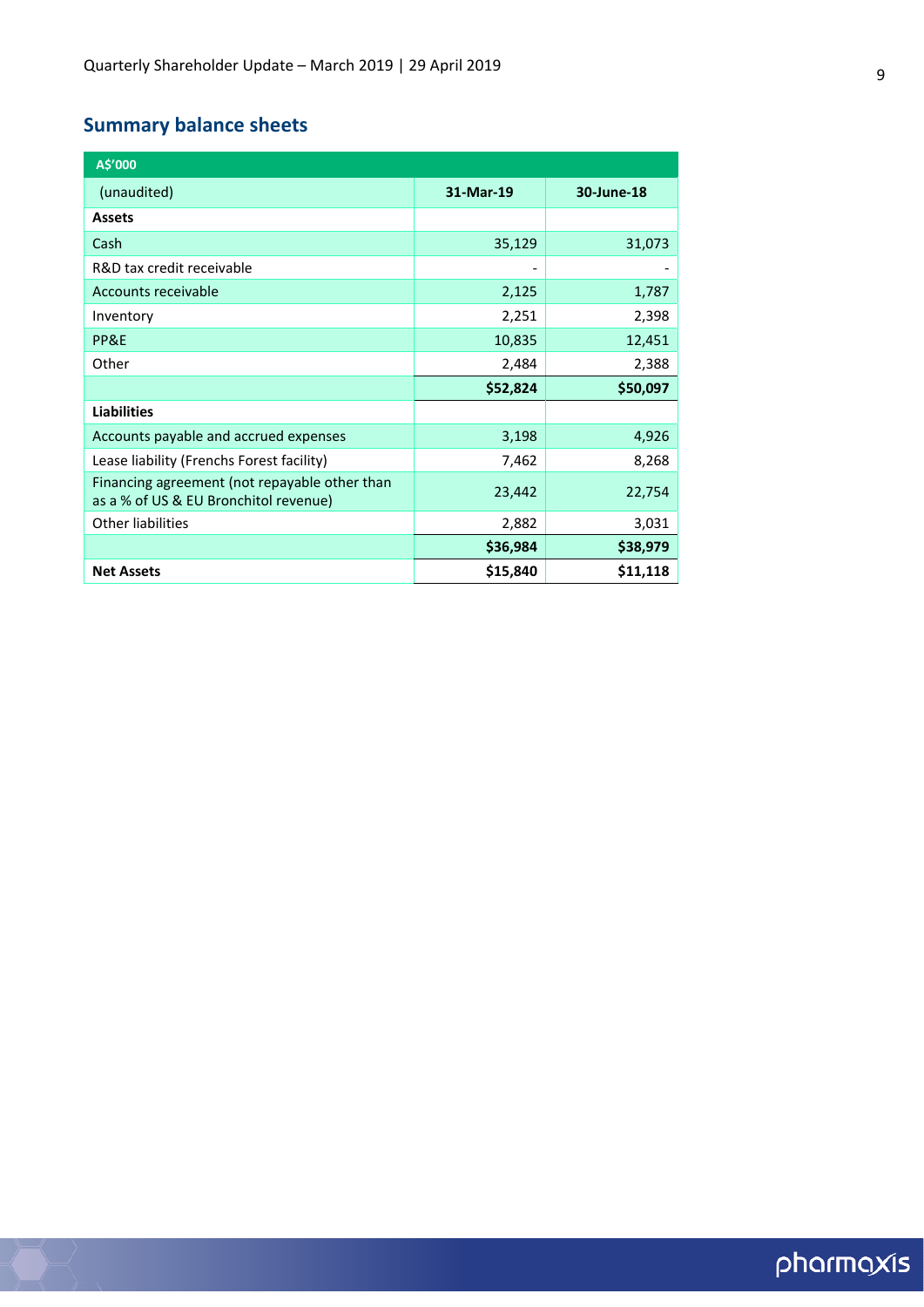## Summary balance sheets

| A$'000 | | |
|---|---|---|
| (unaudited) | **31-Mar-19** | **30-June-18** |
| **Assets** | | |
| Cash | 35,129 | 31,073 |
| R&D tax credit receivable | - | - |
| Accounts receivable | 2,125 | 1,787 |
| Inventory | 2,251 | 2,398 |
| PP&E | 10,835 | 12,451 |
| Other | 2,484 | 2,388 |
| | **$52,824** | **$50,097** |
| **Liabilities** | | |
| Accounts payable and accrued expenses | 3,198 | 4,926 |
| Lease liability (Frenchs Forest facility) | 7,462 | 8,268 |
| Financing agreement (not repayable other than as a % of US & EU Bronchitol revenue) | 23,442 | 22,754 |
| Other liabilities | 2,882 | 3,031 |
| | **$36,984** | **$38,979** |
| **Net Assets** | **$15,840** | **$11,118** |